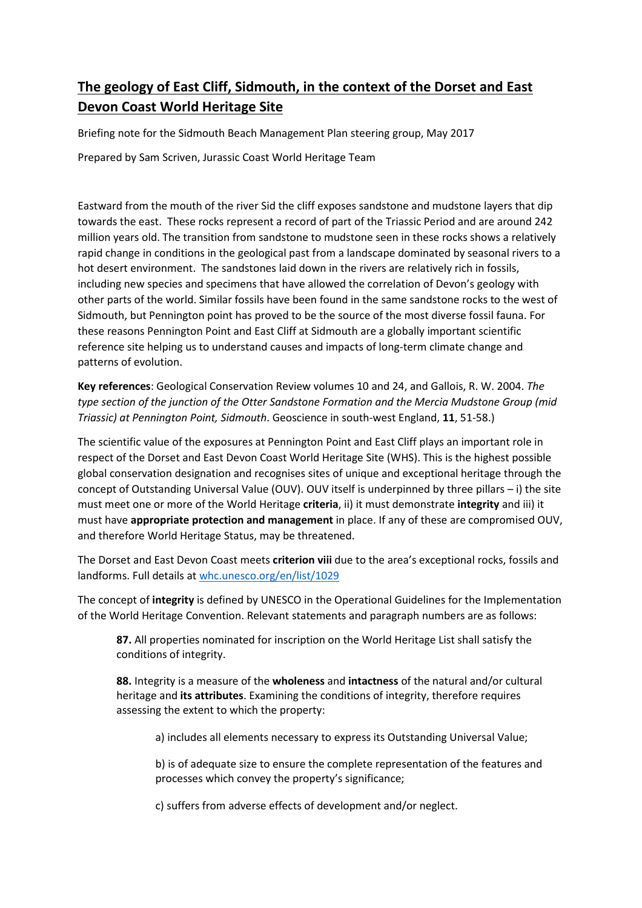# The geology of East Cliff, Sidmouth, in the context of the Dorset and East Devon Coast World Heritage Site

Briefing note for the Sidmouth Beach Management Plan steering group, May 2017

Prepared by Sam Scriven, Jurassic Coast World Heritage Team

Eastward from the mouth of the river Sid the cliff exposes sandstone and mudstone layers that dip towards the east. These rocks represent a record of part of the Triassic Period and are around 242 million years old. The transition from sandstone to mudstone seen in these rocks shows a relatively rapid change in conditions in the geological past from a landscape dominated by seasonal rivers to a hot desert environment. The sandstones laid down in the rivers are relatively rich in fossils, including new species and specimens that have allowed the correlation of Devon's geology with other parts of the world. Similar fossils have been found in the same sandstone rocks to the west of Sidmouth, but Pennington point has proved to be the source of the most diverse fossil fauna. For these reasons Pennington Point and East Cliff at Sidmouth are a globally important scientific reference site helping us to understand causes and impacts of long-term climate change and patterns of evolution.

**Key references**: Geological Conservation Review volumes 10 and 24, and Gallois, R. W. 2004. *The type section of the junction of the Otter Sandstone Formation and the Mercia Mudstone Group (mid Triassic) at Pennington Point, Sidmouth*. Geoscience in south-west England, **11**, 51-58.)

The scientific value of the exposures at Pennington Point and East Cliff plays an important role in respect of the Dorset and East Devon Coast World Heritage Site (WHS). This is the highest possible global conservation designation and recognises sites of unique and exceptional heritage through the concept of Outstanding Universal Value (OUV). OUV itself is underpinned by three pillars – i) the site must meet one or more of the World Heritage **criteria**, ii) it must demonstrate **integrity** and iii) it must have **appropriate protection and management** in place. If any of these are compromised OUV, and therefore World Heritage Status, may be threatened.

The Dorset and East Devon Coast meets **criterion viii** due to the area's exceptional rocks, fossils and landforms. Full details at [whc.unesco.org/en/list/1029](whc.unesco.org/en/list/1029)

The concept of **integrity** is defined by UNESCO in the Operational Guidelines for the Implementation of the World Heritage Convention. Relevant statements and paragraph numbers are as follows:

> **87.** All properties nominated for inscription on the World Heritage List shall satisfy the conditions of integrity.
>
> **88.** Integrity is a measure of the **wholeness** and **intactness** of the natural and/or cultural heritage and **its attributes**. Examining the conditions of integrity, therefore requires assessing the extent to which the property:
>
> > a) includes all elements necessary to express its Outstanding Universal Value;
> >
> > b) is of adequate size to ensure the complete representation of the features and processes which convey the property's significance;
> >
> > c) suffers from adverse effects of development and/or neglect.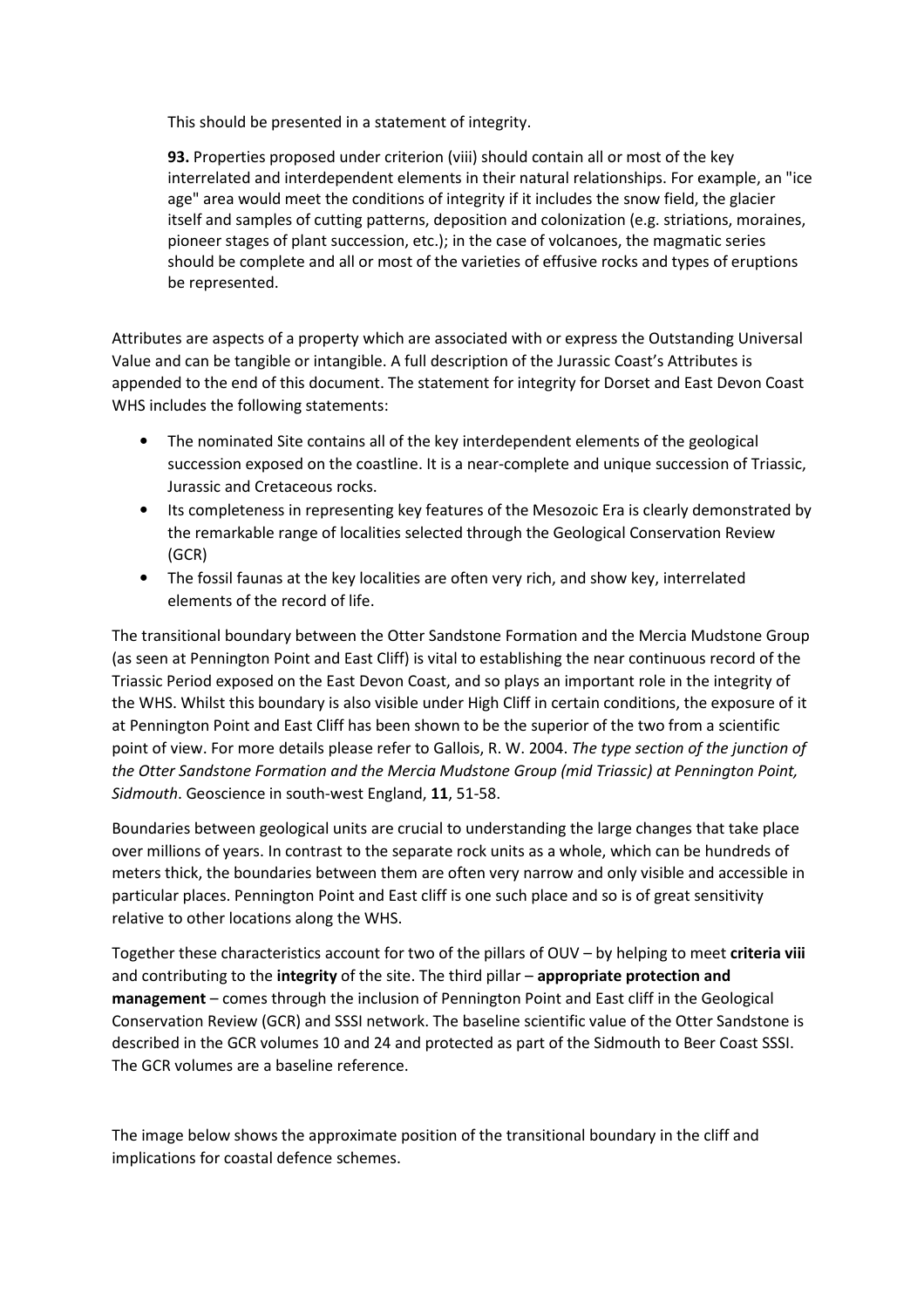This should be presented in a statement of integrity.

> **93.** Properties proposed under criterion (viii) should contain all or most of the key interrelated and interdependent elements in their natural relationships. For example, an "ice age" area would meet the conditions of integrity if it includes the snow field, the glacier itself and samples of cutting patterns, deposition and colonization (e.g. striations, moraines, pioneer stages of plant succession, etc.); in the case of volcanoes, the magmatic series should be complete and all or most of the varieties of effusive rocks and types of eruptions be represented.

Attributes are aspects of a property which are associated with or express the Outstanding Universal Value and can be tangible or intangible. A full description of the Jurassic Coast's Attributes is appended to the end of this document. The statement for integrity for Dorset and East Devon Coast WHS includes the following statements:

- The nominated Site contains all of the key interdependent elements of the geological succession exposed on the coastline. It is a near-complete and unique succession of Triassic, Jurassic and Cretaceous rocks.
- Its completeness in representing key features of the Mesozoic Era is clearly demonstrated by the remarkable range of localities selected through the Geological Conservation Review (GCR)
- The fossil faunas at the key localities are often very rich, and show key, interrelated elements of the record of life.

The transitional boundary between the Otter Sandstone Formation and the Mercia Mudstone Group (as seen at Pennington Point and East Cliff) is vital to establishing the near continuous record of the Triassic Period exposed on the East Devon Coast, and so plays an important role in the integrity of the WHS. Whilst this boundary is also visible under High Cliff in certain conditions, the exposure of it at Pennington Point and East Cliff has been shown to be the superior of the two from a scientific point of view. For more details please refer to Gallois, R. W. 2004. *The type section of the junction of the Otter Sandstone Formation and the Mercia Mudstone Group (mid Triassic) at Pennington Point, Sidmouth*. Geoscience in south-west England, **11**, 51-58.

Boundaries between geological units are crucial to understanding the large changes that take place over millions of years. In contrast to the separate rock units as a whole, which can be hundreds of meters thick, the boundaries between them are often very narrow and only visible and accessible in particular places. Pennington Point and East cliff is one such place and so is of great sensitivity relative to other locations along the WHS.

Together these characteristics account for two of the pillars of OUV – by helping to meet **criteria viii** and contributing to the **integrity** of the site. The third pillar – **appropriate protection and management** – comes through the inclusion of Pennington Point and East cliff in the Geological Conservation Review (GCR) and SSSI network. The baseline scientific value of the Otter Sandstone is described in the GCR volumes 10 and 24 and protected as part of the Sidmouth to Beer Coast SSSI. The GCR volumes are a baseline reference.

The image below shows the approximate position of the transitional boundary in the cliff and implications for coastal defence schemes.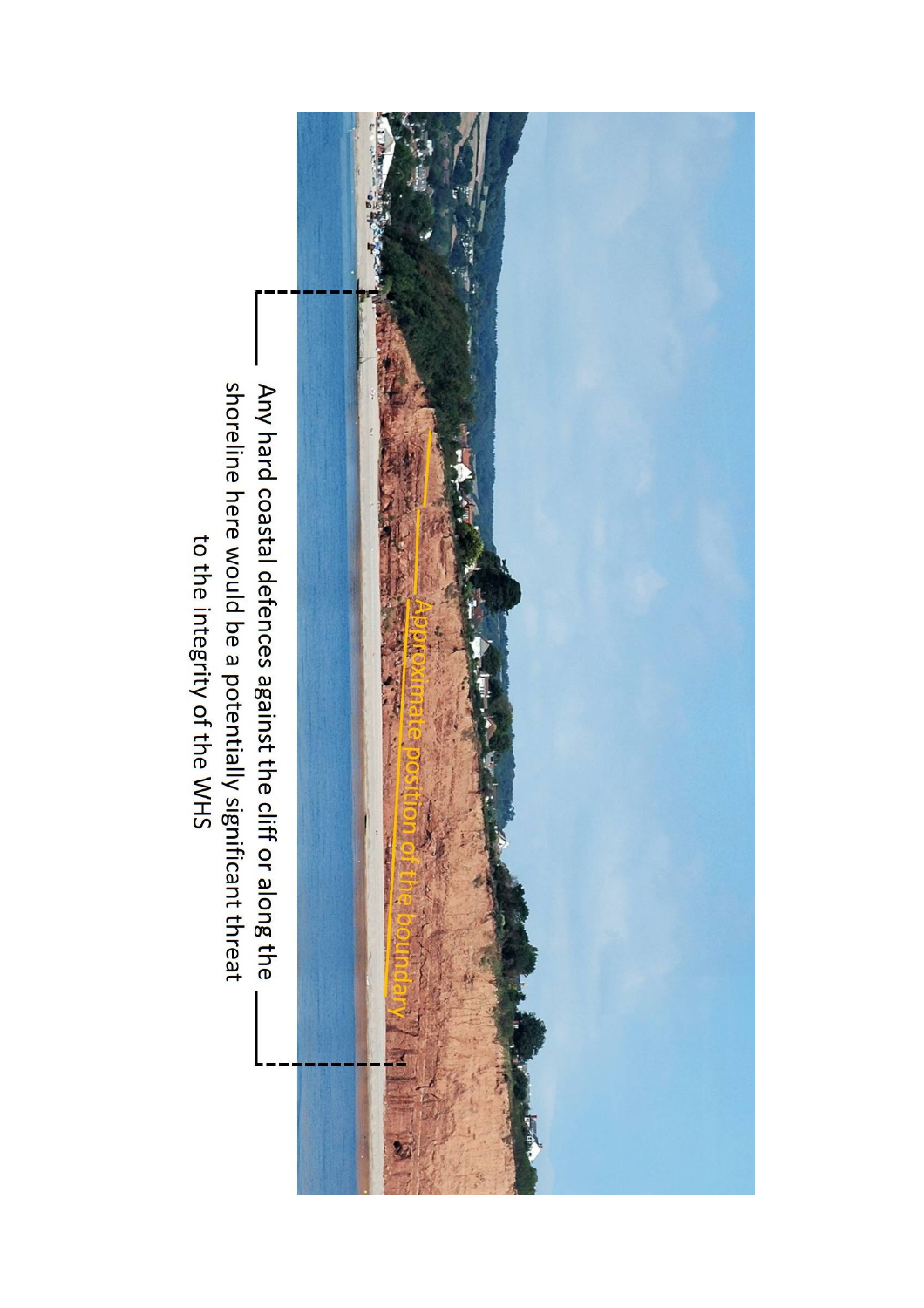Approximate position of the boundary

Any hard coastal defences against the cliff or along the shoreline here would be a potentially significant threat to the integrity of the WHS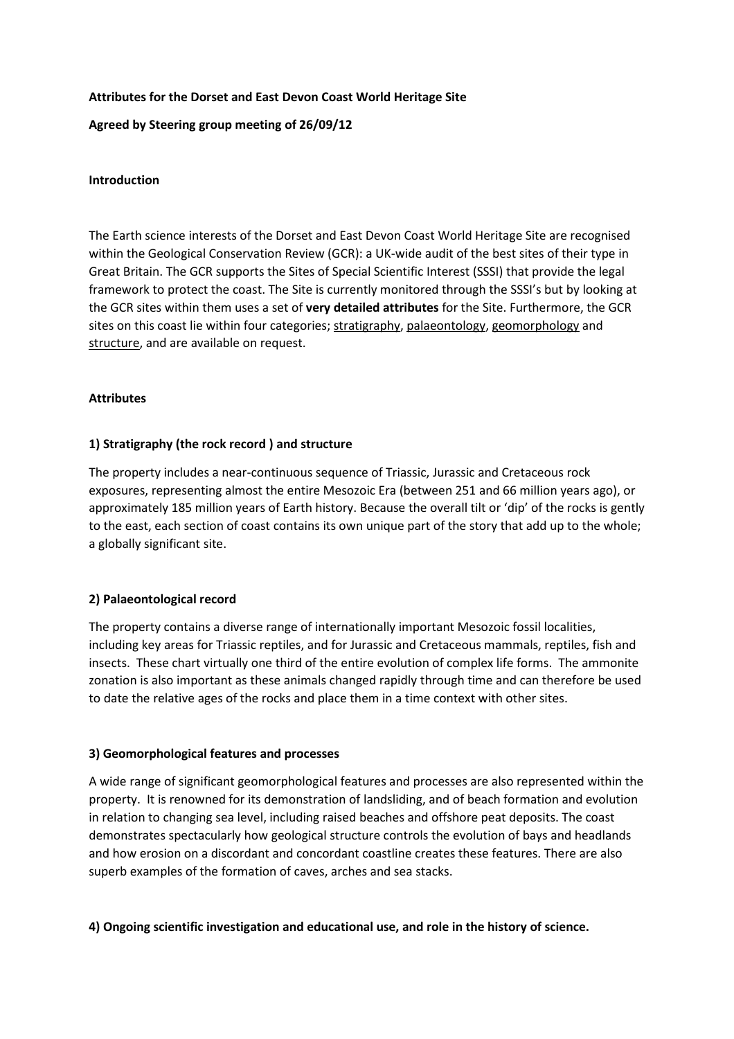**Attributes for the Dorset and East Devon Coast World Heritage Site**

**Agreed by Steering group meeting of 26/09/12**

**Introduction**

The Earth science interests of the Dorset and East Devon Coast World Heritage Site are recognised within the Geological Conservation Review (GCR): a UK-wide audit of the best sites of their type in Great Britain. The GCR supports the Sites of Special Scientific Interest (SSSI) that provide the legal framework to protect the coast. The Site is currently monitored through the SSSI's but by looking at the GCR sites within them uses a set of **very detailed attributes** for the Site. Furthermore, the GCR sites on this coast lie within four categories; stratigraphy, palaeontology, geomorphology and structure, and are available on request.

**Attributes**

**1) Stratigraphy (the rock record ) and structure**

The property includes a near-continuous sequence of Triassic, Jurassic and Cretaceous rock exposures, representing almost the entire Mesozoic Era (between 251 and 66 million years ago), or approximately 185 million years of Earth history. Because the overall tilt or 'dip' of the rocks is gently to the east, each section of coast contains its own unique part of the story that add up to the whole; a globally significant site.

**2) Palaeontological record**

The property contains a diverse range of internationally important Mesozoic fossil localities, including key areas for Triassic reptiles, and for Jurassic and Cretaceous mammals, reptiles, fish and insects. These chart virtually one third of the entire evolution of complex life forms. The ammonite zonation is also important as these animals changed rapidly through time and can therefore be used to date the relative ages of the rocks and place them in a time context with other sites.

**3) Geomorphological features and processes**

A wide range of significant geomorphological features and processes are also represented within the property. It is renowned for its demonstration of landsliding, and of beach formation and evolution in relation to changing sea level, including raised beaches and offshore peat deposits. The coast demonstrates spectacularly how geological structure controls the evolution of bays and headlands and how erosion on a discordant and concordant coastline creates these features. There are also superb examples of the formation of caves, arches and sea stacks.

**4) Ongoing scientific investigation and educational use, and role in the history of science.**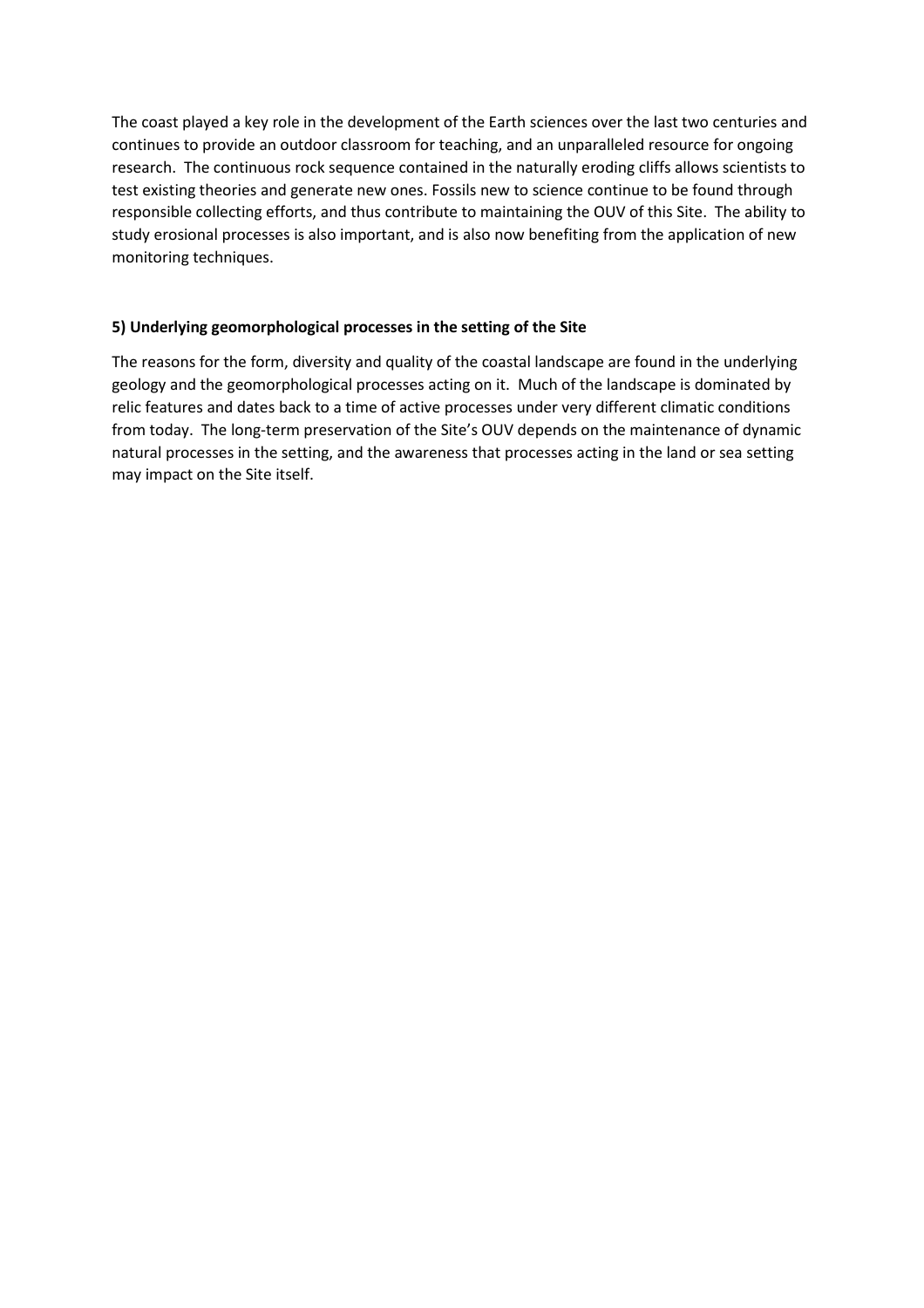The coast played a key role in the development of the Earth sciences over the last two centuries and continues to provide an outdoor classroom for teaching, and an unparalleled resource for ongoing research. The continuous rock sequence contained in the naturally eroding cliffs allows scientists to test existing theories and generate new ones. Fossils new to science continue to be found through responsible collecting efforts, and thus contribute to maintaining the OUV of this Site. The ability to study erosional processes is also important, and is also now benefiting from the application of new monitoring techniques.

**5) Underlying geomorphological processes in the setting of the Site**

The reasons for the form, diversity and quality of the coastal landscape are found in the underlying geology and the geomorphological processes acting on it. Much of the landscape is dominated by relic features and dates back to a time of active processes under very different climatic conditions from today. The long-term preservation of the Site's OUV depends on the maintenance of dynamic natural processes in the setting, and the awareness that processes acting in the land or sea setting may impact on the Site itself.